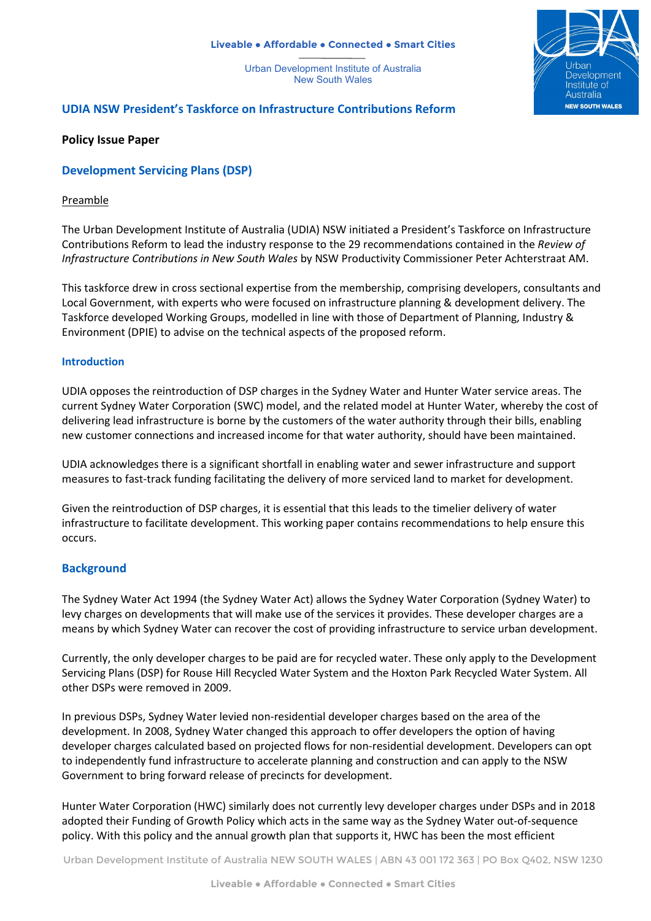## UDIA NSW President's Taskforce on Infrastructure Contributions Reform

**Policy Issue Paper**

## Development Servicing Plans (DSP)

<u>Preamble</u>

The Urban Development Institute of Australia (UDIA) NSW initiated a President's Taskforce on Infrastructure Contributions Reform to lead the industry response to the 29 recommendations contained in the *Review of Infrastructure Contributions in New South Wales* by NSW Productivity Commissioner Peter Achterstraat AM.

This taskforce drew in cross sectional expertise from the membership, comprising developers, consultants and Local Government, with experts who were focused on infrastructure planning & development delivery. The Taskforce developed Working Groups, modelled in line with those of Department of Planning, Industry & Environment (DPIE) to advise on the technical aspects of the proposed reform.

### Introduction

UDIA opposes the reintroduction of DSP charges in the Sydney Water and Hunter Water service areas. The current Sydney Water Corporation (SWC) model, and the related model at Hunter Water, whereby the cost of delivering lead infrastructure is borne by the customers of the water authority through their bills, enabling new customer connections and increased income for that water authority, should have been maintained.

UDIA acknowledges there is a significant shortfall in enabling water and sewer infrastructure and support measures to fast-track funding facilitating the delivery of more serviced land to market for development.

Given the reintroduction of DSP charges, it is essential that this leads to the timelier delivery of water infrastructure to facilitate development. This working paper contains recommendations to help ensure this occurs.

## Background

The Sydney Water Act 1994 (the Sydney Water Act) allows the Sydney Water Corporation (Sydney Water) to levy charges on developments that will make use of the services it provides. These developer charges are a means by which Sydney Water can recover the cost of providing infrastructure to service urban development.

Currently, the only developer charges to be paid are for recycled water. These only apply to the Development Servicing Plans (DSP) for Rouse Hill Recycled Water System and the Hoxton Park Recycled Water System. All other DSPs were removed in 2009.

In previous DSPs, Sydney Water levied non-residential developer charges based on the area of the development. In 2008, Sydney Water changed this approach to offer developers the option of having developer charges calculated based on projected flows for non-residential development. Developers can opt to independently fund infrastructure to accelerate planning and construction and can apply to the NSW Government to bring forward release of precincts for development.

Hunter Water Corporation (HWC) similarly does not currently levy developer charges under DSPs and in 2018 adopted their Funding of Growth Policy which acts in the same way as the Sydney Water out-of-sequence policy. With this policy and the annual growth plan that supports it, HWC has been the most efficient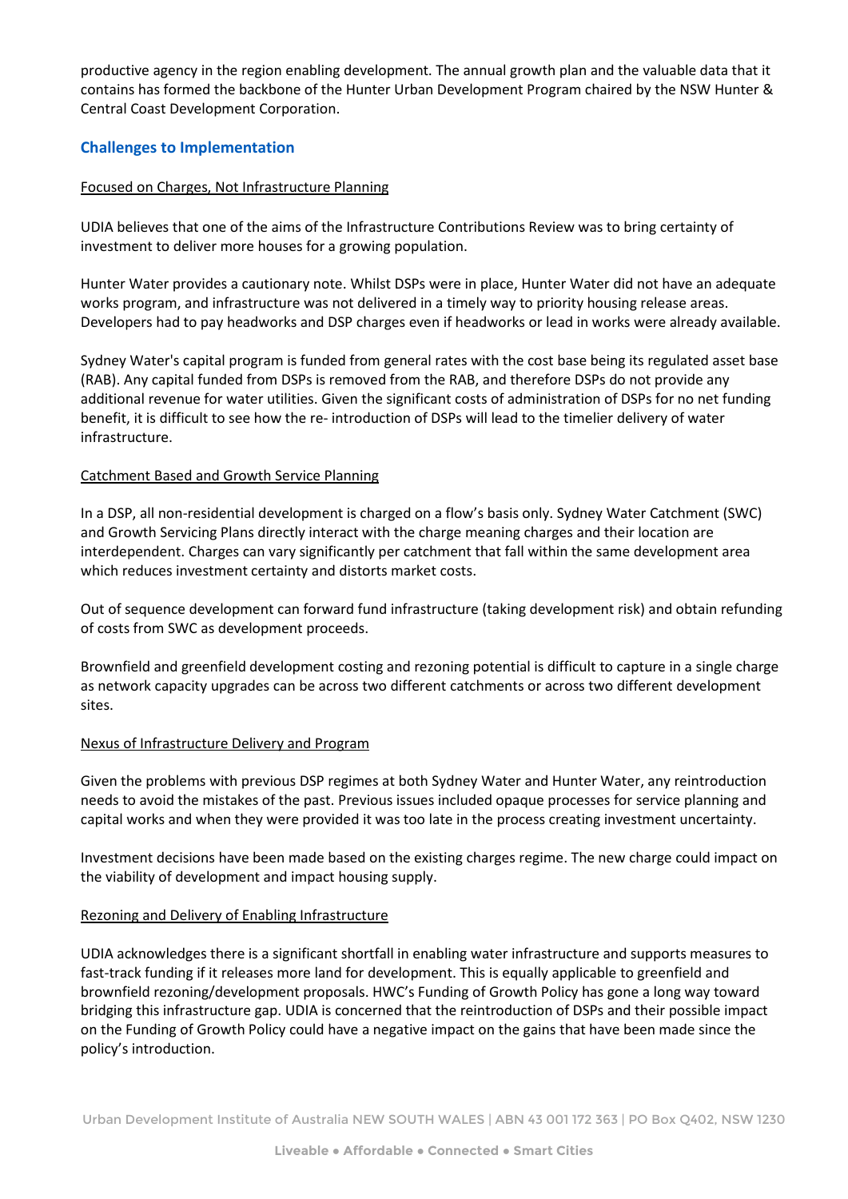productive agency in the region enabling development. The annual growth plan and the valuable data that it contains has formed the backbone of the Hunter Urban Development Program chaired by the NSW Hunter & Central Coast Development Corporation.

## Challenges to Implementation

### Focused on Charges, Not Infrastructure Planning

UDIA believes that one of the aims of the Infrastructure Contributions Review was to bring certainty of investment to deliver more houses for a growing population.

Hunter Water provides a cautionary note. Whilst DSPs were in place, Hunter Water did not have an adequate works program, and infrastructure was not delivered in a timely way to priority housing release areas. Developers had to pay headworks and DSP charges even if headworks or lead in works were already available.

Sydney Water's capital program is funded from general rates with the cost base being its regulated asset base (RAB). Any capital funded from DSPs is removed from the RAB, and therefore DSPs do not provide any additional revenue for water utilities. Given the significant costs of administration of DSPs for no net funding benefit, it is difficult to see how the re- introduction of DSPs will lead to the timelier delivery of water infrastructure.

### Catchment Based and Growth Service Planning

In a DSP, all non-residential development is charged on a flow's basis only. Sydney Water Catchment (SWC) and Growth Servicing Plans directly interact with the charge meaning charges and their location are interdependent. Charges can vary significantly per catchment that fall within the same development area which reduces investment certainty and distorts market costs.

Out of sequence development can forward fund infrastructure (taking development risk) and obtain refunding of costs from SWC as development proceeds.

Brownfield and greenfield development costing and rezoning potential is difficult to capture in a single charge as network capacity upgrades can be across two different catchments or across two different development sites.

### Nexus of Infrastructure Delivery and Program

Given the problems with previous DSP regimes at both Sydney Water and Hunter Water, any reintroduction needs to avoid the mistakes of the past. Previous issues included opaque processes for service planning and capital works and when they were provided it was too late in the process creating investment uncertainty.

Investment decisions have been made based on the existing charges regime. The new charge could impact on the viability of development and impact housing supply.

### Rezoning and Delivery of Enabling Infrastructure

UDIA acknowledges there is a significant shortfall in enabling water infrastructure and supports measures to fast-track funding if it releases more land for development. This is equally applicable to greenfield and brownfield rezoning/development proposals. HWC's Funding of Growth Policy has gone a long way toward bridging this infrastructure gap. UDIA is concerned that the reintroduction of DSPs and their possible impact on the Funding of Growth Policy could have a negative impact on the gains that have been made since the policy's introduction.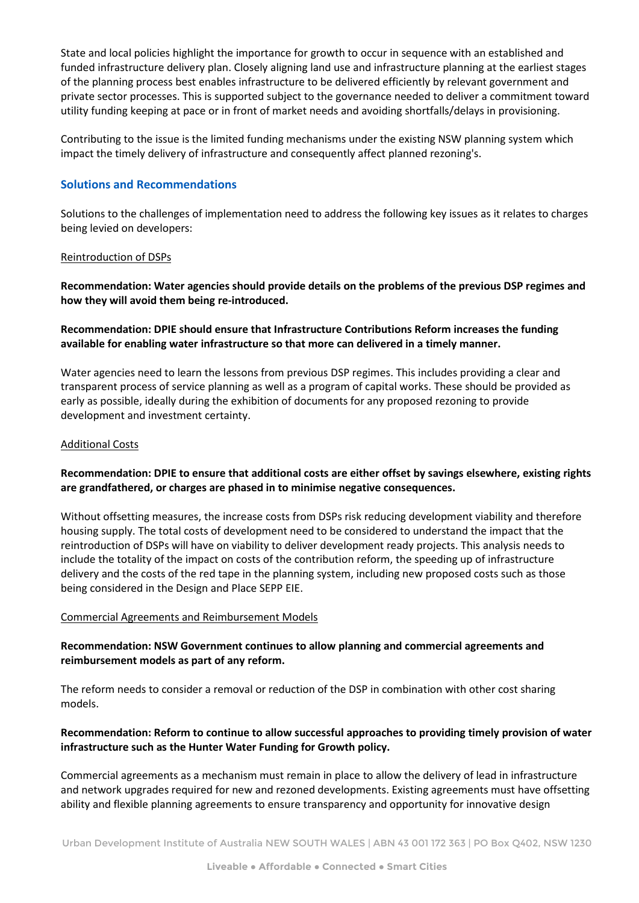State and local policies highlight the importance for growth to occur in sequence with an established and funded infrastructure delivery plan. Closely aligning land use and infrastructure planning at the earliest stages of the planning process best enables infrastructure to be delivered efficiently by relevant government and private sector processes. This is supported subject to the governance needed to deliver a commitment toward utility funding keeping at pace or in front of market needs and avoiding shortfalls/delays in provisioning.

Contributing to the issue is the limited funding mechanisms under the existing NSW planning system which impact the timely delivery of infrastructure and consequently affect planned rezoning's.

## Solutions and Recommendations

Solutions to the challenges of implementation need to address the following key issues as it relates to charges being levied on developers:

<u>Reintroduction of DSPs</u>

**Recommendation: Water agencies should provide details on the problems of the previous DSP regimes and how they will avoid them being re-introduced.**

**Recommendation: DPIE should ensure that Infrastructure Contributions Reform increases the funding available for enabling water infrastructure so that more can delivered in a timely manner.**

Water agencies need to learn the lessons from previous DSP regimes. This includes providing a clear and transparent process of service planning as well as a program of capital works. These should be provided as early as possible, ideally during the exhibition of documents for any proposed rezoning to provide development and investment certainty.

<u>Additional Costs</u>

**Recommendation: DPIE to ensure that additional costs are either offset by savings elsewhere, existing rights are grandfathered, or charges are phased in to minimise negative consequences.**

Without offsetting measures, the increase costs from DSPs risk reducing development viability and therefore housing supply. The total costs of development need to be considered to understand the impact that the reintroduction of DSPs will have on viability to deliver development ready projects. This analysis needs to include the totality of the impact on costs of the contribution reform, the speeding up of infrastructure delivery and the costs of the red tape in the planning system, including new proposed costs such as those being considered in the Design and Place SEPP EIE.

<u>Commercial Agreements and Reimbursement Models</u>

**Recommendation: NSW Government continues to allow planning and commercial agreements and reimbursement models as part of any reform.**

The reform needs to consider a removal or reduction of the DSP in combination with other cost sharing models.

**Recommendation: Reform to continue to allow successful approaches to providing timely provision of water infrastructure such as the Hunter Water Funding for Growth policy.**

Commercial agreements as a mechanism must remain in place to allow the delivery of lead in infrastructure and network upgrades required for new and rezoned developments. Existing agreements must have offsetting ability and flexible planning agreements to ensure transparency and opportunity for innovative design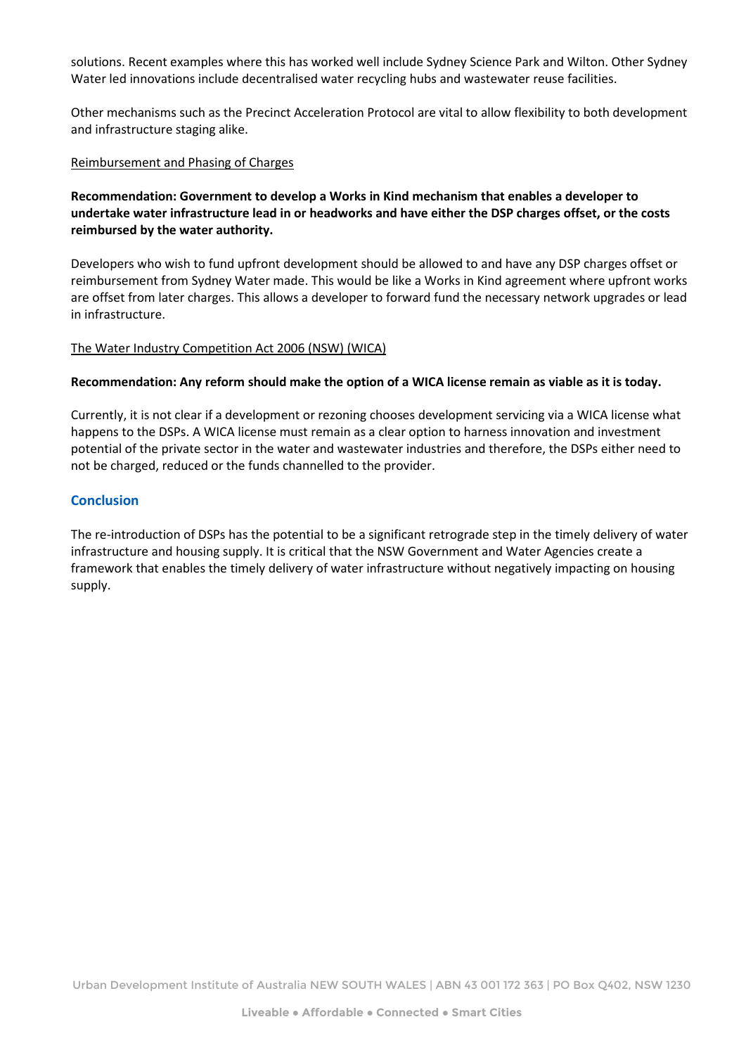solutions. Recent examples where this has worked well include Sydney Science Park and Wilton. Other Sydney Water led innovations include decentralised water recycling hubs and wastewater reuse facilities.

Other mechanisms such as the Precinct Acceleration Protocol are vital to allow flexibility to both development and infrastructure staging alike.

<u>Reimbursement and Phasing of Charges</u>

**Recommendation: Government to develop a Works in Kind mechanism that enables a developer to undertake water infrastructure lead in or headworks and have either the DSP charges offset, or the costs reimbursed by the water authority.**

Developers who wish to fund upfront development should be allowed to and have any DSP charges offset or reimbursement from Sydney Water made. This would be like a Works in Kind agreement where upfront works are offset from later charges. This allows a developer to forward fund the necessary network upgrades or lead in infrastructure.

<u>The Water Industry Competition Act 2006 (NSW) (WICA)</u>

**Recommendation: Any reform should make the option of a WICA license remain as viable as it is today.**

Currently, it is not clear if a development or rezoning chooses development servicing via a WICA license what happens to the DSPs. A WICA license must remain as a clear option to harness innovation and investment potential of the private sector in the water and wastewater industries and therefore, the DSPs either need to not be charged, reduced or the funds channelled to the provider.

## Conclusion

The re-introduction of DSPs has the potential to be a significant retrograde step in the timely delivery of water infrastructure and housing supply. It is critical that the NSW Government and Water Agencies create a framework that enables the timely delivery of water infrastructure without negatively impacting on housing supply.